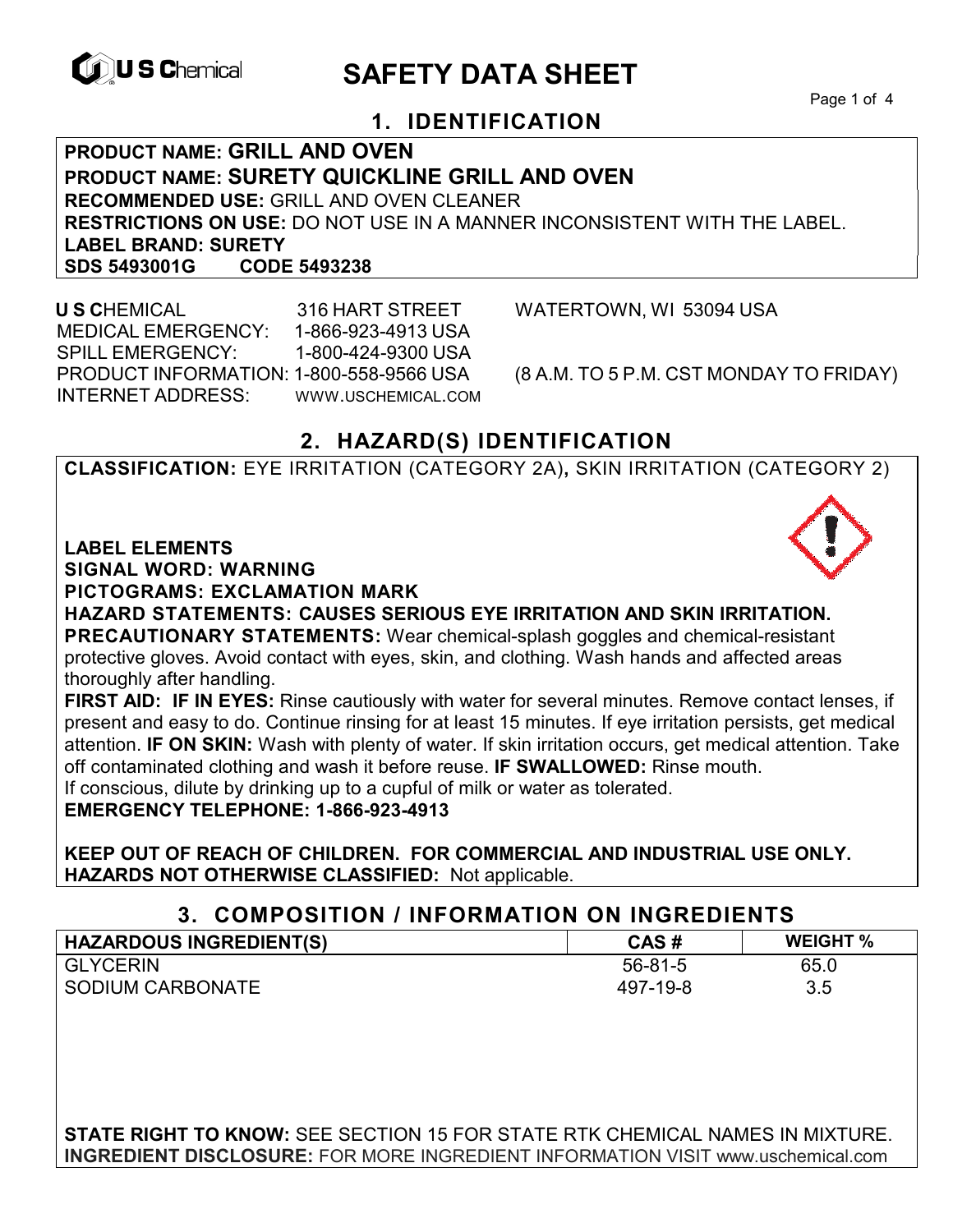U S Chemical

# SAFETY DATA SHEET

## 1. IDENTIFICATION

**PRODUCT NAME: GRILL AND OVEN**
**PRODUCT NAME: SURETY QUICKLINE GRILL AND OVEN**
**RECOMMENDED USE:** GRILL AND OVEN CLEANER
**RESTRICTIONS ON USE:** DO NOT USE IN A MANNER INCONSISTENT WITH THE LABEL.
**LABEL BRAND: SURETY**
**SDS 5493001G CODE 5493238**

**U S C**HEMICAL 316 HART STREET WATERTOWN, WI 53094 USA
MEDICAL EMERGENCY: 1-866-923-4913 USA
SPILL EMERGENCY: 1-800-424-9300 USA
PRODUCT INFORMATION: 1-800-558-9566 USA (8 A.M. TO 5 P.M. CST MONDAY TO FRIDAY)
INTERNET ADDRESS: WWW.USCHEMICAL.COM

## 2. HAZARD(S) IDENTIFICATION

**CLASSIFICATION:** EYE IRRITATION (CATEGORY 2A)**,** SKIN IRRITATION (CATEGORY 2)

**LABEL ELEMENTS**
**SIGNAL WORD: WARNING**
**PICTOGRAMS: EXCLAMATION MARK**
**HAZARD STATEMENTS: CAUSES SERIOUS EYE IRRITATION AND SKIN IRRITATION.**
**PRECAUTIONARY STATEMENTS:** Wear chemical-splash goggles and chemical-resistant protective gloves. Avoid contact with eyes, skin, and clothing. Wash hands and affected areas thoroughly after handling.
**FIRST AID: IF IN EYES:** Rinse cautiously with water for several minutes. Remove contact lenses, if present and easy to do. Continue rinsing for at least 15 minutes. If eye irritation persists, get medical attention. **IF ON SKIN:** Wash with plenty of water. If skin irritation occurs, get medical attention. Take off contaminated clothing and wash it before reuse. **IF SWALLOWED:** Rinse mouth. If conscious, dilute by drinking up to a cupful of milk or water as tolerated.
**EMERGENCY TELEPHONE: 1-866-923-4913**

**KEEP OUT OF REACH OF CHILDREN. FOR COMMERCIAL AND INDUSTRIAL USE ONLY.**
**HAZARDS NOT OTHERWISE CLASSIFIED:** Not applicable.

## 3. COMPOSITION / INFORMATION ON INGREDIENTS

| HAZARDOUS INGREDIENT(S) | CAS # | WEIGHT % |
|---|---|---|
| GLYCERIN | 56-81-5 | 65.0 |
| SODIUM CARBONATE | 497-19-8 | 3.5 |

**STATE RIGHT TO KNOW:** SEE SECTION 15 FOR STATE RTK CHEMICAL NAMES IN MIXTURE.
**INGREDIENT DISCLOSURE:** FOR MORE INGREDIENT INFORMATION VISIT www.uschemical.com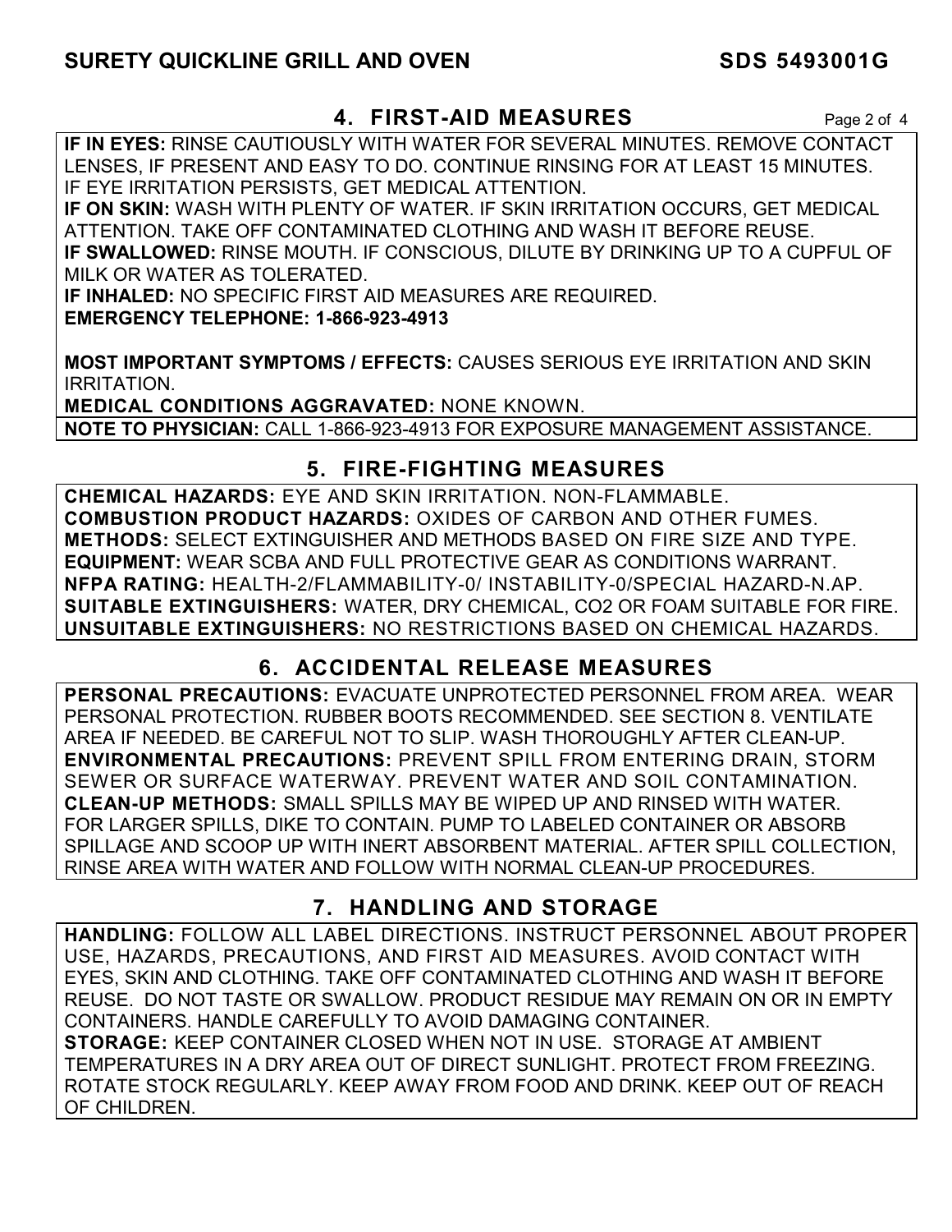## 4. FIRST-AID MEASURES

**IF IN EYES:** RINSE CAUTIOUSLY WITH WATER FOR SEVERAL MINUTES. REMOVE CONTACT LENSES, IF PRESENT AND EASY TO DO. CONTINUE RINSING FOR AT LEAST 15 MINUTES. IF EYE IRRITATION PERSISTS, GET MEDICAL ATTENTION.
**IF ON SKIN:** WASH WITH PLENTY OF WATER. IF SKIN IRRITATION OCCURS, GET MEDICAL ATTENTION. TAKE OFF CONTAMINATED CLOTHING AND WASH IT BEFORE REUSE.
**IF SWALLOWED:** RINSE MOUTH. IF CONSCIOUS, DILUTE BY DRINKING UP TO A CUPFUL OF MILK OR WATER AS TOLERATED.
**IF INHALED:** NO SPECIFIC FIRST AID MEASURES ARE REQUIRED.
**EMERGENCY TELEPHONE: 1-866-923-4913**

**MOST IMPORTANT SYMPTOMS / EFFECTS:** CAUSES SERIOUS EYE IRRITATION AND SKIN IRRITATION.
**MEDICAL CONDITIONS AGGRAVATED:** NONE KNOWN.
**NOTE TO PHYSICIAN:** CALL 1-866-923-4913 FOR EXPOSURE MANAGEMENT ASSISTANCE.

## 5. FIRE-FIGHTING MEASURES

**CHEMICAL HAZARDS:** EYE AND SKIN IRRITATION. NON-FLAMMABLE.
**COMBUSTION PRODUCT HAZARDS:** OXIDES OF CARBON AND OTHER FUMES.
**METHODS:** SELECT EXTINGUISHER AND METHODS BASED ON FIRE SIZE AND TYPE.
**EQUIPMENT:** WEAR SCBA AND FULL PROTECTIVE GEAR AS CONDITIONS WARRANT.
**NFPA RATING:** HEALTH-2/FLAMMABILITY-0/ INSTABILITY-0/SPECIAL HAZARD-N.AP.
**SUITABLE EXTINGUISHERS:** WATER, DRY CHEMICAL, $CO_2$ OR FOAM SUITABLE FOR FIRE.
**UNSUITABLE EXTINGUISHERS:** NO RESTRICTIONS BASED ON CHEMICAL HAZARDS.

## 6. ACCIDENTAL RELEASE MEASURES

**PERSONAL PRECAUTIONS:** EVACUATE UNPROTECTED PERSONNEL FROM AREA. WEAR PERSONAL PROTECTION. RUBBER BOOTS RECOMMENDED. SEE SECTION 8. VENTILATE AREA IF NEEDED. BE CAREFUL NOT TO SLIP. WASH THOROUGHLY AFTER CLEAN-UP.
**ENVIRONMENTAL PRECAUTIONS:** PREVENT SPILL FROM ENTERING DRAIN, STORM SEWER OR SURFACE WATERWAY. PREVENT WATER AND SOIL CONTAMINATION.
**CLEAN-UP METHODS:** SMALL SPILLS MAY BE WIPED UP AND RINSED WITH WATER. FOR LARGER SPILLS, DIKE TO CONTAIN. PUMP TO LABELED CONTAINER OR ABSORB SPILLAGE AND SCOOP UP WITH INERT ABSORBENT MATERIAL. AFTER SPILL COLLECTION, RINSE AREA WITH WATER AND FOLLOW WITH NORMAL CLEAN-UP PROCEDURES.

## 7. HANDLING AND STORAGE

**HANDLING:** FOLLOW ALL LABEL DIRECTIONS. INSTRUCT PERSONNEL ABOUT PROPER USE, HAZARDS, PRECAUTIONS, AND FIRST AID MEASURES. AVOID CONTACT WITH EYES, SKIN AND CLOTHING. TAKE OFF CONTAMINATED CLOTHING AND WASH IT BEFORE REUSE. DO NOT TASTE OR SWALLOW. PRODUCT RESIDUE MAY REMAIN ON OR IN EMPTY CONTAINERS. HANDLE CAREFULLY TO AVOID DAMAGING CONTAINER.
**STORAGE:** KEEP CONTAINER CLOSED WHEN NOT IN USE. STORAGE AT AMBIENT TEMPERATURES IN A DRY AREA OUT OF DIRECT SUNLIGHT. PROTECT FROM FREEZING. ROTATE STOCK REGULARLY. KEEP AWAY FROM FOOD AND DRINK. KEEP OUT OF REACH OF CHILDREN.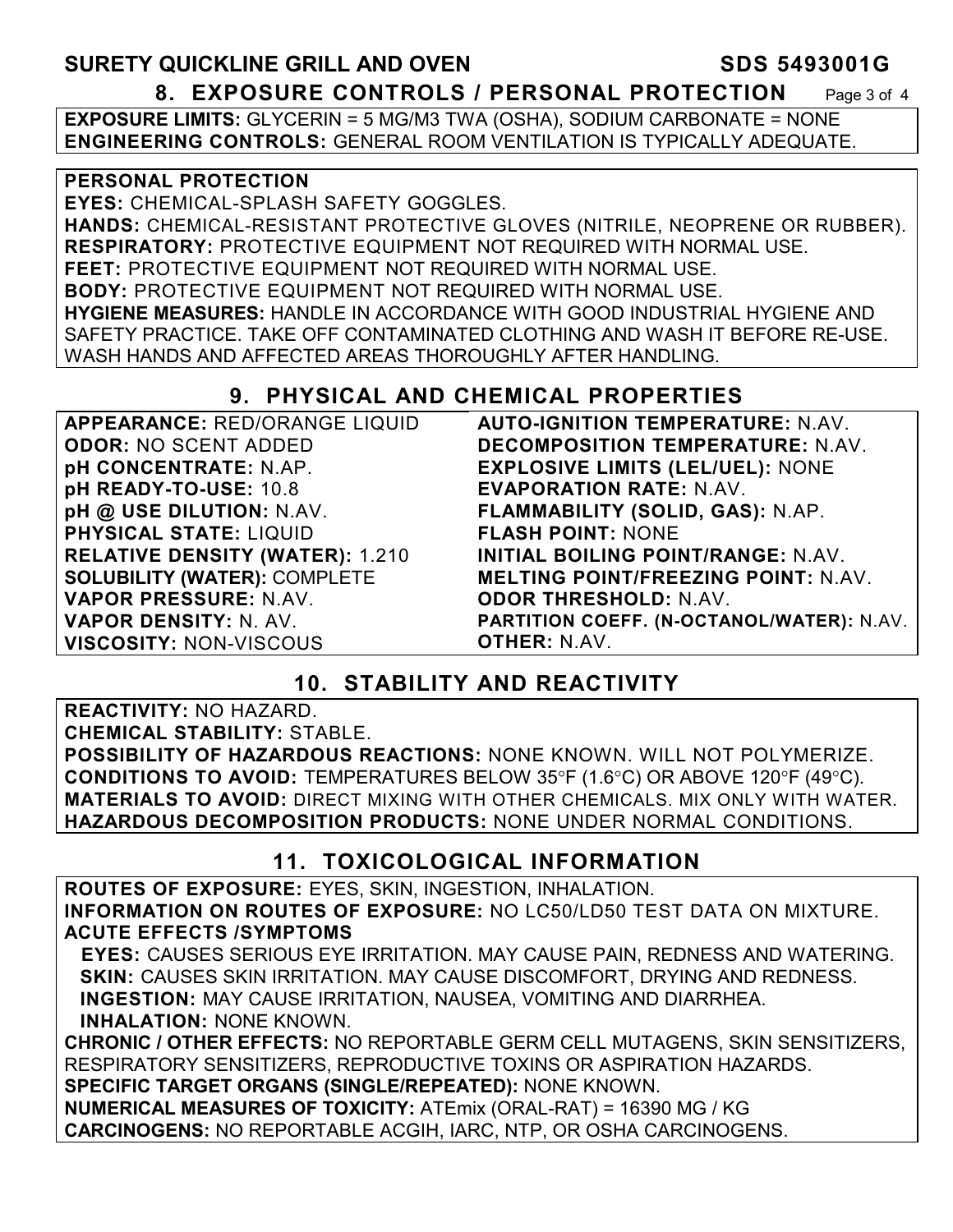## 8. EXPOSURE CONTROLS / PERSONAL PROTECTION

**EXPOSURE LIMITS:** GLYCERIN = 5 MG/M3 TWA (OSHA), SODIUM CARBONATE = NONE
**ENGINEERING CONTROLS:** GENERAL ROOM VENTILATION IS TYPICALLY ADEQUATE.

**PERSONAL PROTECTION**
**EYES:** CHEMICAL-SPLASH SAFETY GOGGLES.
**HANDS:** CHEMICAL-RESISTANT PROTECTIVE GLOVES (NITRILE, NEOPRENE OR RUBBER).
**RESPIRATORY:** PROTECTIVE EQUIPMENT NOT REQUIRED WITH NORMAL USE.
**FEET:** PROTECTIVE EQUIPMENT NOT REQUIRED WITH NORMAL USE.
**BODY:** PROTECTIVE EQUIPMENT NOT REQUIRED WITH NORMAL USE.
**HYGIENE MEASURES:** HANDLE IN ACCORDANCE WITH GOOD INDUSTRIAL HYGIENE AND SAFETY PRACTICE. TAKE OFF CONTAMINATED CLOTHING AND WASH IT BEFORE RE-USE. WASH HANDS AND AFFECTED AREAS THOROUGHLY AFTER HANDLING.

## 9. PHYSICAL AND CHEMICAL PROPERTIES

| | |
|---|---|
| **APPEARANCE:** RED/ORANGE LIQUID | **AUTO-IGNITION TEMPERATURE:** N.AV. |
| **ODOR:** NO SCENT ADDED | **DECOMPOSITION TEMPERATURE:** N.AV. |
| **pH CONCENTRATE:** N.AP. | **EXPLOSIVE LIMITS (LEL/UEL):** NONE |
| **pH READY-TO-USE:** 10.8 | **EVAPORATION RATE:** N.AV. |
| **pH @ USE DILUTION:** N.AV. | **FLAMMABILITY (SOLID, GAS):** N.AP. |
| **PHYSICAL STATE:** LIQUID | **FLASH POINT:** NONE |
| **RELATIVE DENSITY (WATER):** 1.210 | **INITIAL BOILING POINT/RANGE:** N.AV. |
| **SOLUBILITY (WATER):** COMPLETE | **MELTING POINT/FREEZING POINT:** N.AV. |
| **VAPOR PRESSURE:** N.AV. | **ODOR THRESHOLD:** N.AV. |
| **VAPOR DENSITY:** N. AV. | **PARTITION COEFF. (N-OCTANOL/WATER):** N.AV. |
| **VISCOSITY:** NON-VISCOUS | **OTHER:** N.AV. |

## 10. STABILITY AND REACTIVITY

**REACTIVITY:** NO HAZARD.
**CHEMICAL STABILITY:** STABLE.
**POSSIBILITY OF HAZARDOUS REACTIONS:** NONE KNOWN. WILL NOT POLYMERIZE.
**CONDITIONS TO AVOID:** TEMPERATURES BELOW 35°F (1.6°C) OR ABOVE 120°F (49°C).
**MATERIALS TO AVOID:** DIRECT MIXING WITH OTHER CHEMICALS. MIX ONLY WITH WATER.
**HAZARDOUS DECOMPOSITION PRODUCTS:** NONE UNDER NORMAL CONDITIONS.

## 11. TOXICOLOGICAL INFORMATION

**ROUTES OF EXPOSURE:** EYES, SKIN, INGESTION, INHALATION.
**INFORMATION ON ROUTES OF EXPOSURE:** NO LC50/LD50 TEST DATA ON MIXTURE.
**ACUTE EFFECTS /SYMPTOMS**
**EYES:** CAUSES SERIOUS EYE IRRITATION. MAY CAUSE PAIN, REDNESS AND WATERING.
**SKIN:** CAUSES SKIN IRRITATION. MAY CAUSE DISCOMFORT, DRYING AND REDNESS.
**INGESTION:** MAY CAUSE IRRITATION, NAUSEA, VOMITING AND DIARRHEA.
**INHALATION:** NONE KNOWN.
**CHRONIC / OTHER EFFECTS:** NO REPORTABLE GERM CELL MUTAGENS, SKIN SENSITIZERS, RESPIRATORY SENSITIZERS, REPRODUCTIVE TOXINS OR ASPIRATION HAZARDS.
**SPECIFIC TARGET ORGANS (SINGLE/REPEATED):** NONE KNOWN.
**NUMERICAL MEASURES OF TOXICITY:** ATEmix (ORAL-RAT) = 16390 MG / KG
**CARCINOGENS:** NO REPORTABLE ACGIH, IARC, NTP, OR OSHA CARCINOGENS.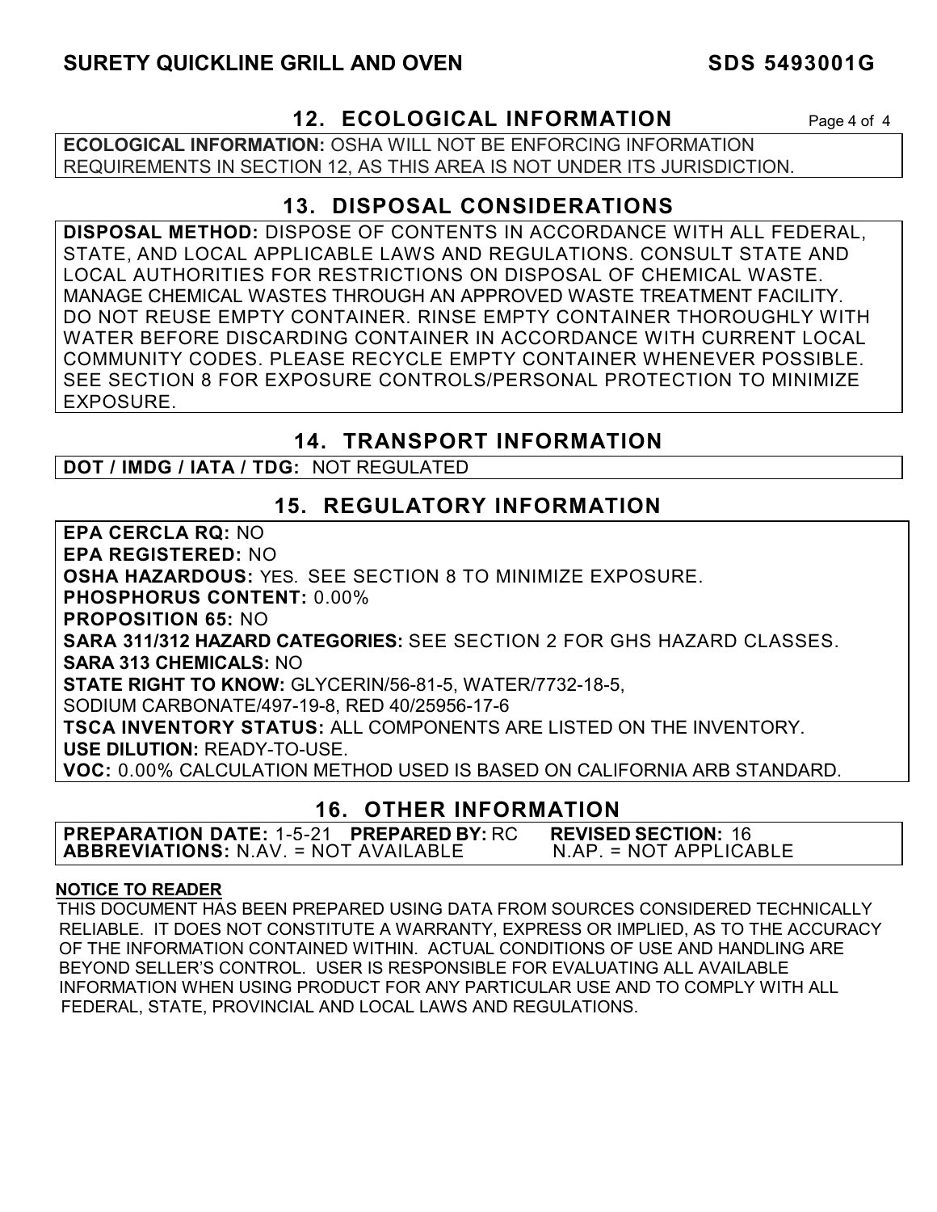## 12. ECOLOGICAL INFORMATION

**ECOLOGICAL INFORMATION:** OSHA WILL NOT BE ENFORCING INFORMATION REQUIREMENTS IN SECTION 12, AS THIS AREA IS NOT UNDER ITS JURISDICTION.

## 13. DISPOSAL CONSIDERATIONS

**DISPOSAL METHOD:** DISPOSE OF CONTENTS IN ACCORDANCE WITH ALL FEDERAL, STATE, AND LOCAL APPLICABLE LAWS AND REGULATIONS. CONSULT STATE AND LOCAL AUTHORITIES FOR RESTRICTIONS ON DISPOSAL OF CHEMICAL WASTE. MANAGE CHEMICAL WASTES THROUGH AN APPROVED WASTE TREATMENT FACILITY. DO NOT REUSE EMPTY CONTAINER. RINSE EMPTY CONTAINER THOROUGHLY WITH WATER BEFORE DISCARDING CONTAINER IN ACCORDANCE WITH CURRENT LOCAL COMMUNITY CODES. PLEASE RECYCLE EMPTY CONTAINER WHENEVER POSSIBLE. SEE SECTION 8 FOR EXPOSURE CONTROLS/PERSONAL PROTECTION TO MINIMIZE EXPOSURE.

## 14. TRANSPORT INFORMATION

**DOT / IMDG / IATA / TDG:** NOT REGULATED

## 15. REGULATORY INFORMATION

**EPA CERCLA RQ:** NO
**EPA REGISTERED:** NO
**OSHA HAZARDOUS:** YES. SEE SECTION 8 TO MINIMIZE EXPOSURE.
**PHOSPHORUS CONTENT:** 0.00%
**PROPOSITION 65:** NO
**SARA 311/312 HAZARD CATEGORIES:** SEE SECTION 2 FOR GHS HAZARD CLASSES.
**SARA 313 CHEMICALS:** NO
**STATE RIGHT TO KNOW:** GLYCERIN/56-81-5, WATER/7732-18-5, SODIUM CARBONATE/497-19-8, RED 40/25956-17-6
**TSCA INVENTORY STATUS:** ALL COMPONENTS ARE LISTED ON THE INVENTORY.
**USE DILUTION:** READY-TO-USE.
**VOC:** 0.00% CALCULATION METHOD USED IS BASED ON CALIFORNIA ARB STANDARD.

## 16. OTHER INFORMATION

**PREPARATION DATE:** 1-5-21 **PREPARED BY:** RC **REVISED SECTION:** 16
**ABBREVIATIONS:** N.AV. = NOT AVAILABLE N.AP. = NOT APPLICABLE

**NOTICE TO READER**

THIS DOCUMENT HAS BEEN PREPARED USING DATA FROM SOURCES CONSIDERED TECHNICALLY RELIABLE. IT DOES NOT CONSTITUTE A WARRANTY, EXPRESS OR IMPLIED, AS TO THE ACCURACY OF THE INFORMATION CONTAINED WITHIN. ACTUAL CONDITIONS OF USE AND HANDLING ARE BEYOND SELLER'S CONTROL. USER IS RESPONSIBLE FOR EVALUATING ALL AVAILABLE INFORMATION WHEN USING PRODUCT FOR ANY PARTICULAR USE AND TO COMPLY WITH ALL FEDERAL, STATE, PROVINCIAL AND LOCAL LAWS AND REGULATIONS.